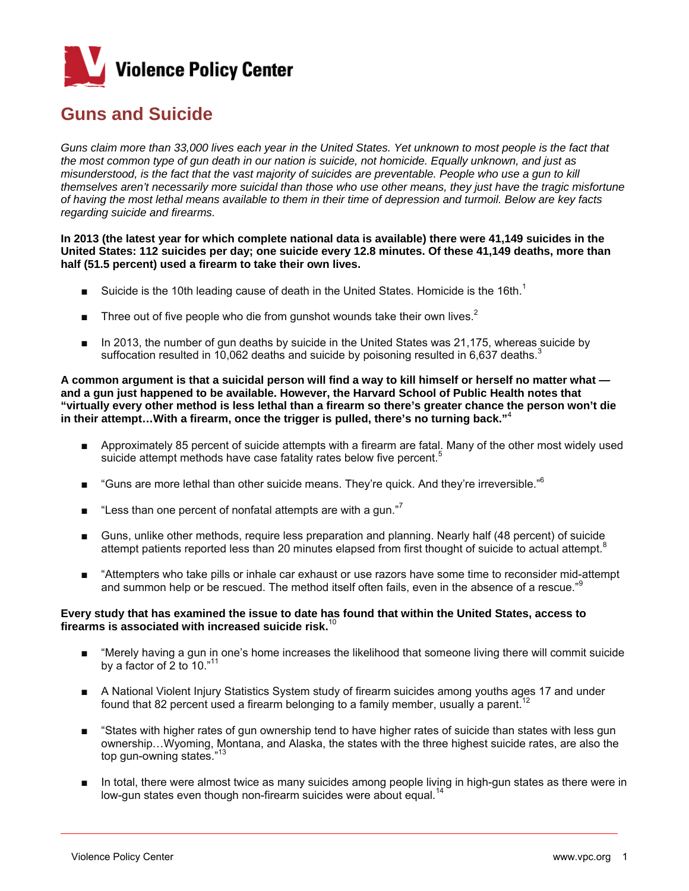# Violence Policy Center

## Guns and Suicide

*Guns claim more than 33,000 lives each year in the United States. Yet unknown to most people is the fact that the most common type of gun death in our nation is suicide, not homicide. Equally unknown, and just as misunderstood, is the fact that the vast majority of suicides are preventable. People who use a gun to kill themselves aren't necessarily more suicidal than those who use other means, they just have the tragic misfortune of having the most lethal means available to them in their time of depression and turmoil. Below are key facts regarding suicide and firearms.*

**In 2013 (the latest year for which complete national data is available) there were 41,149 suicides in the United States: 112 suicides per day; one suicide every 12.8 minutes. Of these 41,149 deaths, more than half (51.5 percent) used a firearm to take their own lives.**

- Suicide is the 10th leading cause of death in the United States. Homicide is the 16th.[1]
- Three out of five people who die from gunshot wounds take their own lives.[2]
- In 2013, the number of gun deaths by suicide in the United States was 21,175, whereas suicide by suffocation resulted in 10,062 deaths and suicide by poisoning resulted in 6,637 deaths.[3]

**A common argument is that a suicidal person will find a way to kill himself or herself no matter what — and a gun just happened to be available. However, the Harvard School of Public Health notes that "virtually every other method is less lethal than a firearm so there's greater chance the person won't die in their attempt…With a firearm, once the trigger is pulled, there's no turning back."**[4]

- Approximately 85 percent of suicide attempts with a firearm are fatal. Many of the other most widely used suicide attempt methods have case fatality rates below five percent.[5]
- "Guns are more lethal than other suicide means. They're quick. And they're irreversible."[6]
- "Less than one percent of nonfatal attempts are with a gun."[7]
- Guns, unlike other methods, require less preparation and planning. Nearly half (48 percent) of suicide attempt patients reported less than 20 minutes elapsed from first thought of suicide to actual attempt.[8]
- "Attempters who take pills or inhale car exhaust or use razors have some time to reconsider mid-attempt and summon help or be rescued. The method itself often fails, even in the absence of a rescue."[9]

**Every study that has examined the issue to date has found that within the United States, access to firearms is associated with increased suicide risk.**[10]

- "Merely having a gun in one's home increases the likelihood that someone living there will commit suicide by a factor of 2 to 10."[11]
- A National Violent Injury Statistics System study of firearm suicides among youths ages 17 and under found that 82 percent used a firearm belonging to a family member, usually a parent.[12]
- "States with higher rates of gun ownership tend to have higher rates of suicide than states with less gun ownership…Wyoming, Montana, and Alaska, the states with the three highest suicide rates, are also the top gun-owning states."[13]
- In total, there were almost twice as many suicides among people living in high-gun states as there were in low-gun states even though non-firearm suicides were about equal.[14]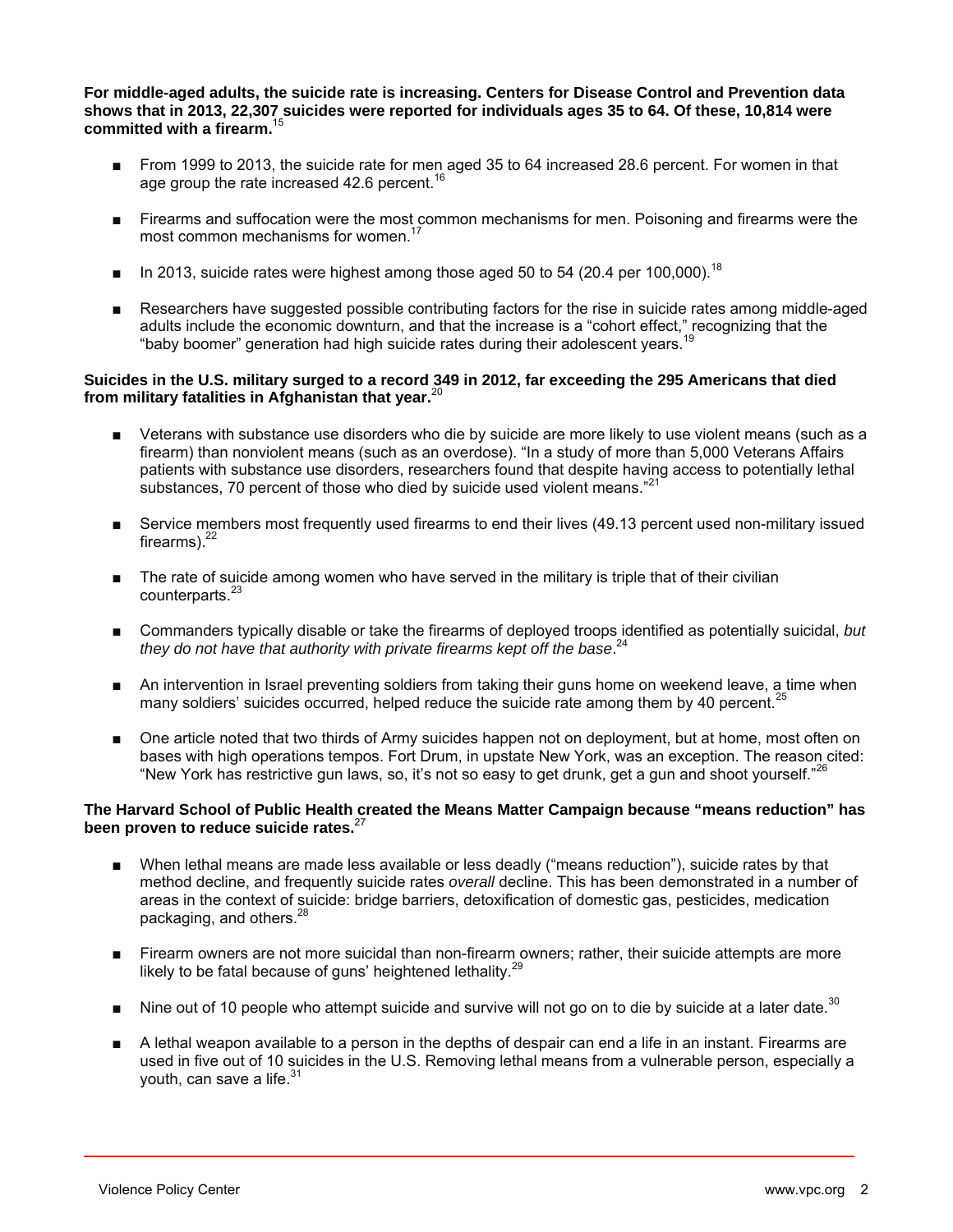**For middle-aged adults, the suicide rate is increasing. Centers for Disease Control and Prevention data shows that in 2013, 22,307 suicides were reported for individuals ages 35 to 64. Of these, 10,814 were committed with a firearm.**[15]

- From 1999 to 2013, the suicide rate for men aged 35 to 64 increased 28.6 percent. For women in that age group the rate increased 42.6 percent.[16]
- Firearms and suffocation were the most common mechanisms for men. Poisoning and firearms were the most common mechanisms for women.[17]
- In 2013, suicide rates were highest among those aged 50 to 54 (20.4 per 100,000).[18]
- Researchers have suggested possible contributing factors for the rise in suicide rates among middle-aged adults include the economic downturn, and that the increase is a "cohort effect," recognizing that the "baby boomer" generation had high suicide rates during their adolescent years.[19]

**Suicides in the U.S. military surged to a record 349 in 2012, far exceeding the 295 Americans that died from military fatalities in Afghanistan that year.**[20]

- Veterans with substance use disorders who die by suicide are more likely to use violent means (such as a firearm) than nonviolent means (such as an overdose). "In a study of more than 5,000 Veterans Affairs patients with substance use disorders, researchers found that despite having access to potentially lethal substances, 70 percent of those who died by suicide used violent means."[21]
- Service members most frequently used firearms to end their lives (49.13 percent used non-military issued firearms).[22]
- The rate of suicide among women who have served in the military is triple that of their civilian counterparts.[23]
- Commanders typically disable or take the firearms of deployed troops identified as potentially suicidal, *but they do not have that authority with private firearms kept off the base*.[24]
- An intervention in Israel preventing soldiers from taking their guns home on weekend leave, a time when many soldiers' suicides occurred, helped reduce the suicide rate among them by 40 percent.[25]
- One article noted that two thirds of Army suicides happen not on deployment, but at home, most often on bases with high operations tempos. Fort Drum, in upstate New York, was an exception. The reason cited: "New York has restrictive gun laws, so, it's not so easy to get drunk, get a gun and shoot yourself."[26]

**The Harvard School of Public Health created the Means Matter Campaign because "means reduction" has been proven to reduce suicide rates.**[27]

- When lethal means are made less available or less deadly ("means reduction"), suicide rates by that method decline, and frequently suicide rates *overall* decline. This has been demonstrated in a number of areas in the context of suicide: bridge barriers, detoxification of domestic gas, pesticides, medication packaging, and others.[28]
- Firearm owners are not more suicidal than non-firearm owners; rather, their suicide attempts are more likely to be fatal because of guns' heightened lethality.[29]
- Nine out of 10 people who attempt suicide and survive will not go on to die by suicide at a later date.[30]
- A lethal weapon available to a person in the depths of despair can end a life in an instant. Firearms are used in five out of 10 suicides in the U.S. Removing lethal means from a vulnerable person, especially a youth, can save a life.[31]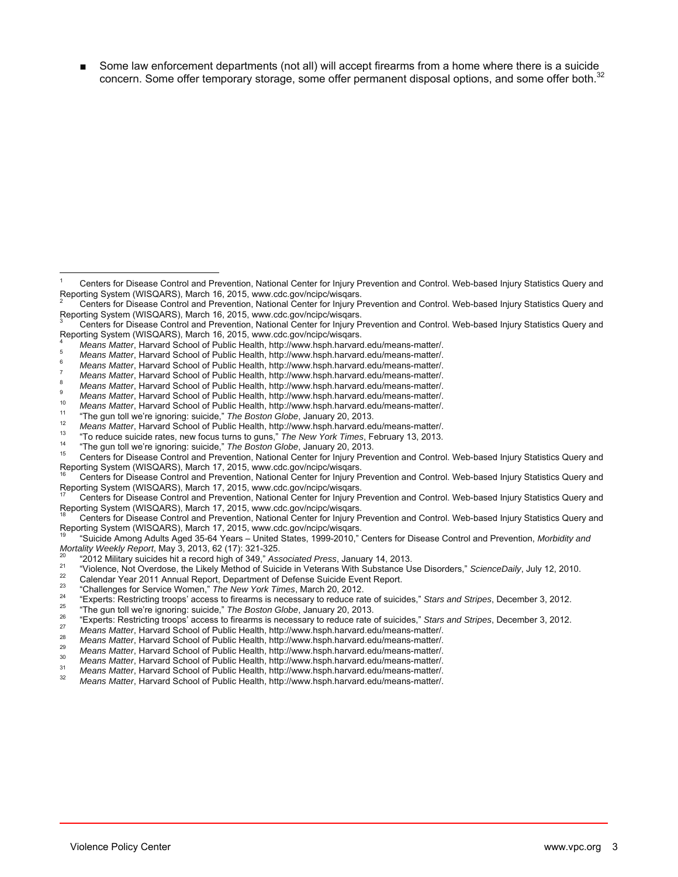- Some law enforcement departments (not all) will accept firearms from a home where there is a suicide concern. Some offer temporary storage, some offer permanent disposal options, and some offer both.[32]

---

[1] Centers for Disease Control and Prevention, National Center for Injury Prevention and Control. Web-based Injury Statistics Query and Reporting System (WISQARS), March 16, 2015, www.cdc.gov/ncipc/wisqars.

[2] Centers for Disease Control and Prevention, National Center for Injury Prevention and Control. Web-based Injury Statistics Query and Reporting System (WISQARS), March 16, 2015, www.cdc.gov/ncipc/wisqars.

[3] Centers for Disease Control and Prevention, National Center for Injury Prevention and Control. Web-based Injury Statistics Query and Reporting System (WISQARS), March 16, 2015, www.cdc.gov/ncipc/wisqars.

[4] *Means Matter*, Harvard School of Public Health, http://www.hsph.harvard.edu/means-matter/.

[5] *Means Matter*, Harvard School of Public Health, http://www.hsph.harvard.edu/means-matter/.

[6] *Means Matter*, Harvard School of Public Health, http://www.hsph.harvard.edu/means-matter/.

[7] *Means Matter*, Harvard School of Public Health, http://www.hsph.harvard.edu/means-matter/.

[8] *Means Matter*, Harvard School of Public Health, http://www.hsph.harvard.edu/means-matter/.

[9] *Means Matter*, Harvard School of Public Health, http://www.hsph.harvard.edu/means-matter/.

[10] *Means Matter*, Harvard School of Public Health, http://www.hsph.harvard.edu/means-matter/.

[11] "The gun toll we're ignoring: suicide," *The Boston Globe*, January 20, 2013.

[12] *Means Matter*, Harvard School of Public Health, http://www.hsph.harvard.edu/means-matter/.

[13] "To reduce suicide rates, new focus turns to guns," *The New York Times*, February 13, 2013.

[14] "The gun toll we're ignoring: suicide," *The Boston Globe*, January 20, 2013.

[15] Centers for Disease Control and Prevention, National Center for Injury Prevention and Control. Web-based Injury Statistics Query and Reporting System (WISQARS), March 17, 2015, www.cdc.gov/ncipc/wisqars.

[16] Centers for Disease Control and Prevention, National Center for Injury Prevention and Control. Web-based Injury Statistics Query and Reporting System (WISQARS), March 17, 2015, www.cdc.gov/ncipc/wisqars.

[17] Centers for Disease Control and Prevention, National Center for Injury Prevention and Control. Web-based Injury Statistics Query and Reporting System (WISQARS), March 17, 2015, www.cdc.gov/ncipc/wisqars.

[18] Centers for Disease Control and Prevention, National Center for Injury Prevention and Control. Web-based Injury Statistics Query and Reporting System (WISQARS), March 17, 2015, www.cdc.gov/ncipc/wisqars.

[19] "Suicide Among Adults Aged 35-64 Years – United States, 1999-2010," Centers for Disease Control and Prevention, *Morbidity and Mortality Weekly Report*, May 3, 2013, 62 (17): 321-325.

[20] "2012 Military suicides hit a record high of 349," *Associated Press*, January 14, 2013.

[21] "Violence, Not Overdose, the Likely Method of Suicide in Veterans With Substance Use Disorders," *ScienceDaily*, July 12, 2010.

[22] Calendar Year 2011 Annual Report, Department of Defense Suicide Event Report.

[23] "Challenges for Service Women," *The New York Times*, March 20, 2012.

[24] "Experts: Restricting troops' access to firearms is necessary to reduce rate of suicides," *Stars and Stripes*, December 3, 2012.

[25] "The gun toll we're ignoring: suicide," *The Boston Globe*, January 20, 2013.

[26] "Experts: Restricting troops' access to firearms is necessary to reduce rate of suicides," *Stars and Stripes*, December 3, 2012.

[27] *Means Matter*, Harvard School of Public Health, http://www.hsph.harvard.edu/means-matter/.

[28] *Means Matter*, Harvard School of Public Health, http://www.hsph.harvard.edu/means-matter/.

[29] *Means Matter*, Harvard School of Public Health, http://www.hsph.harvard.edu/means-matter/.

[30] *Means Matter*, Harvard School of Public Health, http://www.hsph.harvard.edu/means-matter/.

[31] *Means Matter*, Harvard School of Public Health, http://www.hsph.harvard.edu/means-matter/.

[32] *Means Matter*, Harvard School of Public Health, http://www.hsph.harvard.edu/means-matter/.